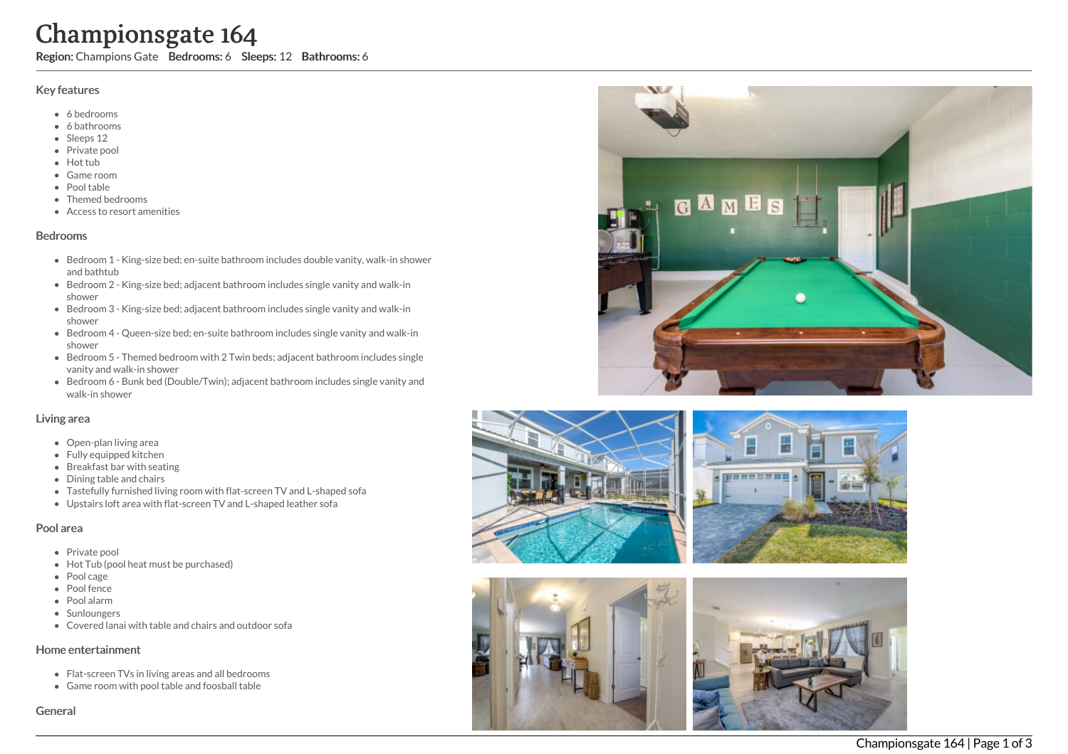# Championsgate 164

**Region:** Champions Gate **Bedrooms:** 6 **Sleeps:** 12 **Bathrooms:** 6

## Key features

- 6 bedrooms
- 6 bathrooms
- Sleeps 12
- Private pool
- Hot tub
- Game room
- Pool table
- Themed bedrooms
- Access to resort amenities

## Bedrooms

- Bedroom 1 - King-size bed; en-suite bathroom includes double vanity, walk-in shower and bathtub
- Bedroom 2 - King-size bed; adjacent bathroom includes single vanity and walk-in shower
- Bedroom 3 - King-size bed; adjacent bathroom includes single vanity and walk-in shower
- Bedroom 4 - Queen-size bed; en-suite bathroom includes single vanity and walk-in shower
- Bedroom 5 - Themed bedroom with 2 Twin beds; adjacent bathroom includes single vanity and walk-in shower
- Bedroom 6 - Bunk bed (Double/Twin); adjacent bathroom includes single vanity and walk-in shower

## Living area

- Open-plan living area
- Fully equipped kitchen
- Breakfast bar with seating
- Dining table and chairs
- Tastefully furnished living room with flat-screen TV and L-shaped sofa
- Upstairs loft area with flat-screen TV and L-shaped leather sofa

## Pool area

- Private pool
- Hot Tub (pool heat must be purchased)
- Pool cage
- Pool fence
- Pool alarm
- Sunloungers
- Covered lanai with table and chairs and outdoor sofa

## Home entertainment

- Flat-screen TVs in living areas and all bedrooms
- Game room with pool table and foosball table

## General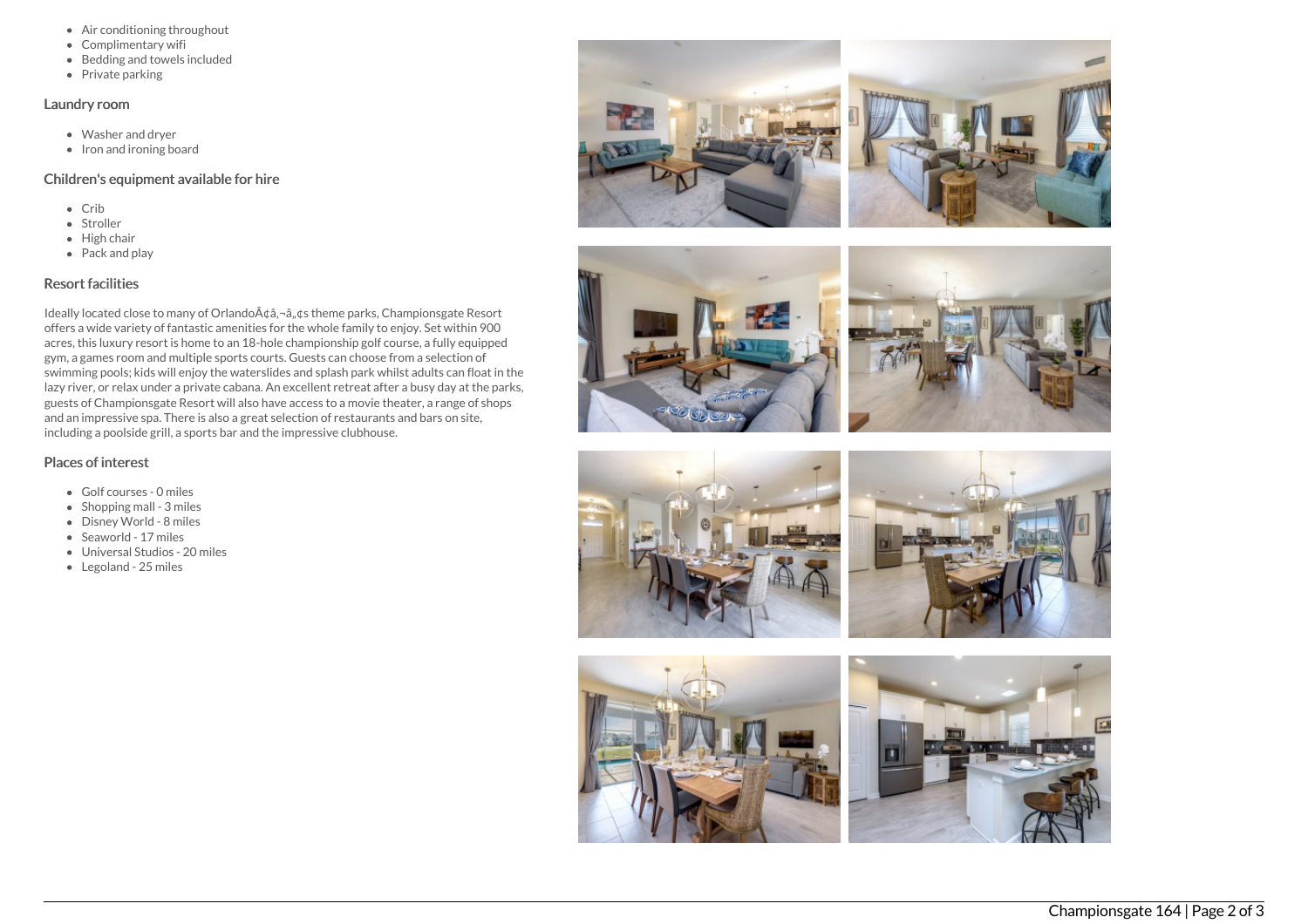- Air conditioning throughout
- Complimentary wifi
- Bedding and towels included
- Private parking

### Laundry room

- Washer and dryer
- Iron and ironing board

### Children's equipment available for hire

- Crib
- Stroller
- High chair
- Pack and play

### Resort facilities

Ideally located close to many of OrlandoÃ¢â‚¬â„¢s theme parks, Championsgate Resort offers a wide variety of fantastic amenities for the whole family to enjoy. Set within 900 acres, this luxury resort is home to an 18-hole championship golf course, a fully equipped gym, a games room and multiple sports courts. Guests can choose from a selection of swimming pools; kids will enjoy the waterslides and splash park whilst adults can float in the lazy river, or relax under a private cabana. An excellent retreat after a busy day at the parks, guests of Championsgate Resort will also have access to a movie theater, a range of shops and an impressive spa. There is also a great selection of restaurants and bars on site, including a poolside grill, a sports bar and the impressive clubhouse.

### Places of interest

- Golf courses - 0 miles
- Shopping mall - 3 miles
- Disney World - 8 miles
- Seaworld - 17 miles
- Universal Studios - 20 miles
- Legoland - 25 miles